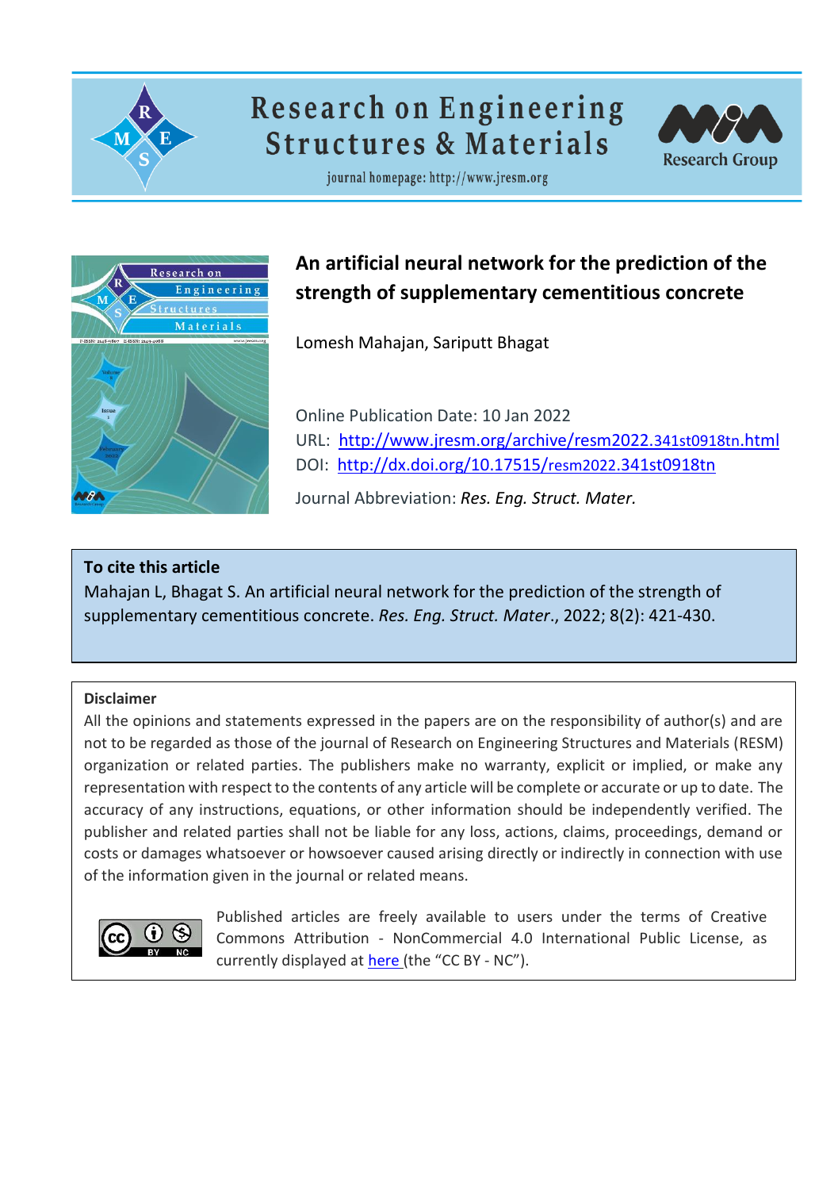# Research on Engineering Structures & Materials

journal homepage: http://www.jresm.org

## An artificial neural network for the prediction of the strength of supplementary cementitious concrete

Lomesh Mahajan, Sariputt Bhagat

Online Publication Date: 10 Jan 2022

URL: http://www.jresm.org/archive/resm2022.341st0918tn.html

DOI: http://dx.doi.org/10.17515/resm2022.341st0918tn

Journal Abbreviation: *Res. Eng. Struct. Mater.*

**To cite this article**

Mahajan L, Bhagat S. An artificial neural network for the prediction of the strength of supplementary cementitious concrete. *Res. Eng. Struct. Mater*., 2022; 8(2): 421-430.

**Disclaimer**

All the opinions and statements expressed in the papers are on the responsibility of author(s) and are not to be regarded as those of the journal of Research on Engineering Structures and Materials (RESM) organization or related parties. The publishers make no warranty, explicit or implied, or make any representation with respect to the contents of any article will be complete or accurate or up to date. The accuracy of any instructions, equations, or other information should be independently verified. The publisher and related parties shall not be liable for any loss, actions, claims, proceedings, demand or costs or damages whatsoever or howsoever caused arising directly or indirectly in connection with use of the information given in the journal or related means.

Published articles are freely available to users under the terms of Creative Commons Attribution - NonCommercial 4.0 International Public License, as currently displayed at here (the "CC BY - NC").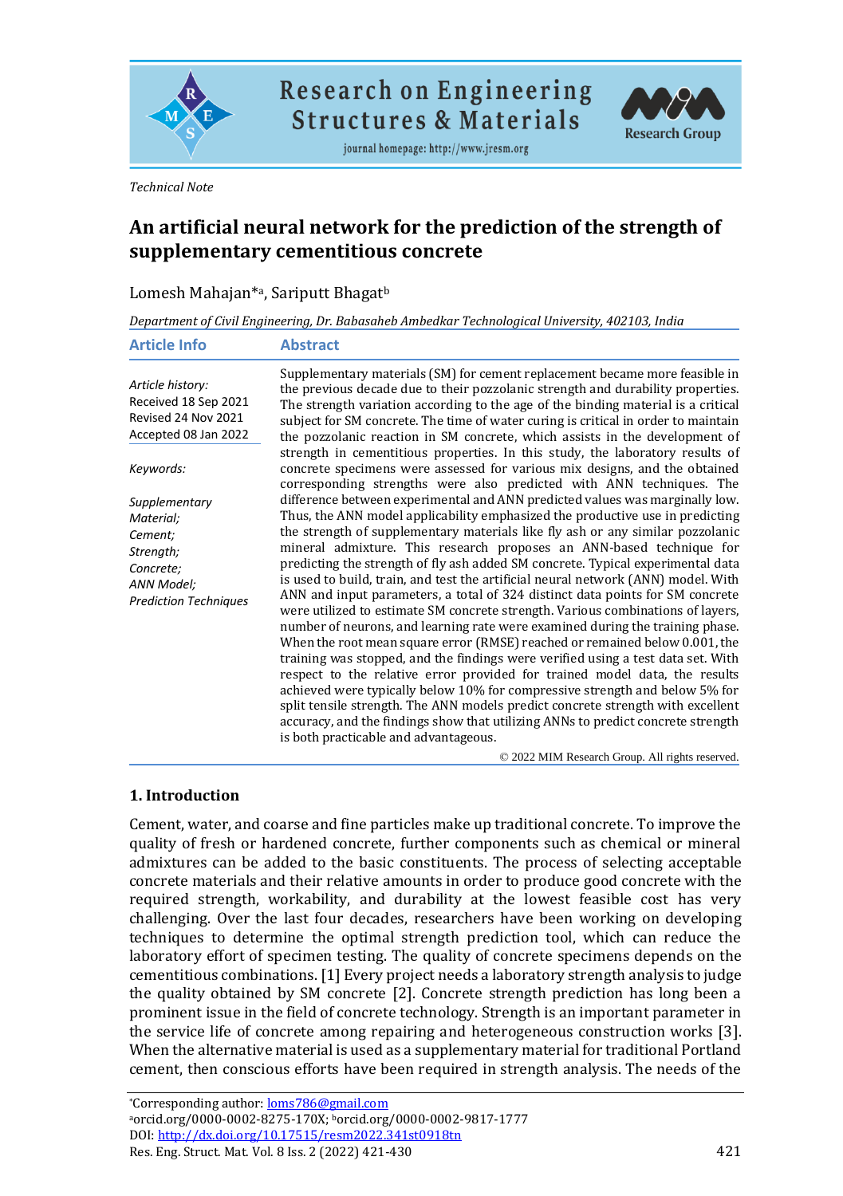Technical Note

# An artificial neural network for the prediction of the strength of supplementary cementitious concrete

Lomesh Mahajan*[a], Sariputt Bhagat[b]

*Department of Civil Engineering, Dr. Babasaheb Ambedkar Technological University, 402103, India*

## Article Info

*Article history:*

Received 18 Sep 2021
Revised 24 Nov 2021
Accepted 08 Jan 2022

*Keywords:*

*Supplementary Material; Cement; Strength; Concrete; ANN Model; Prediction Techniques*

## Abstract

Supplementary materials (SM) for cement replacement became more feasible in the previous decade due to their pozzolanic strength and durability properties. The strength variation according to the age of the binding material is a critical subject for SM concrete. The time of water curing is critical in order to maintain the pozzolanic reaction in SM concrete, which assists in the development of strength in cementitious properties. In this study, the laboratory results of concrete specimens were assessed for various mix designs, and the obtained corresponding strengths were also predicted with ANN techniques. The difference between experimental and ANN predicted values was marginally low. Thus, the ANN model applicability emphasized the productive use in predicting the strength of supplementary materials like fly ash or any similar pozzolanic mineral admixture. This research proposes an ANN-based technique for predicting the strength of fly ash added SM concrete. Typical experimental data is used to build, train, and test the artificial neural network (ANN) model. With ANN and input parameters, a total of 324 distinct data points for SM concrete were utilized to estimate SM concrete strength. Various combinations of layers, number of neurons, and learning rate were examined during the training phase. When the root mean square error (RMSE) reached or remained below 0.001, the training was stopped, and the findings were verified using a test data set. With respect to the relative error provided for trained model data, the results achieved were typically below 10% for compressive strength and below 5% for split tensile strength. The ANN models predict concrete strength with excellent accuracy, and the findings show that utilizing ANNs to predict concrete strength is both practicable and advantageous.

© 2022 MIM Research Group. All rights reserved.

## 1. Introduction

Cement, water, and coarse and fine particles make up traditional concrete. To improve the quality of fresh or hardened concrete, further components such as chemical or mineral admixtures can be added to the basic constituents. The process of selecting acceptable concrete materials and their relative amounts in order to produce good concrete with the required strength, workability, and durability at the lowest feasible cost has very challenging. Over the last four decades, researchers have been working on developing techniques to determine the optimal strength prediction tool, which can reduce the laboratory effort of specimen testing. The quality of concrete specimens depends on the cementitious combinations. [1] Every project needs a laboratory strength analysis to judge the quality obtained by SM concrete [2]. Concrete strength prediction has long been a prominent issue in the field of concrete technology. Strength is an important parameter in the service life of concrete among repairing and heterogeneous construction works [3]. When the alternative material is used as a supplementary material for traditional Portland cement, then conscious efforts have been required in strength analysis. The needs of the

*Corresponding author: loms786@gmail.com
[a]orcid.org/0000-0002-8275-170X; [b]orcid.org/0000-0002-9817-1777
DOI: http://dx.doi.org/10.17515/resm2022.341st0918tn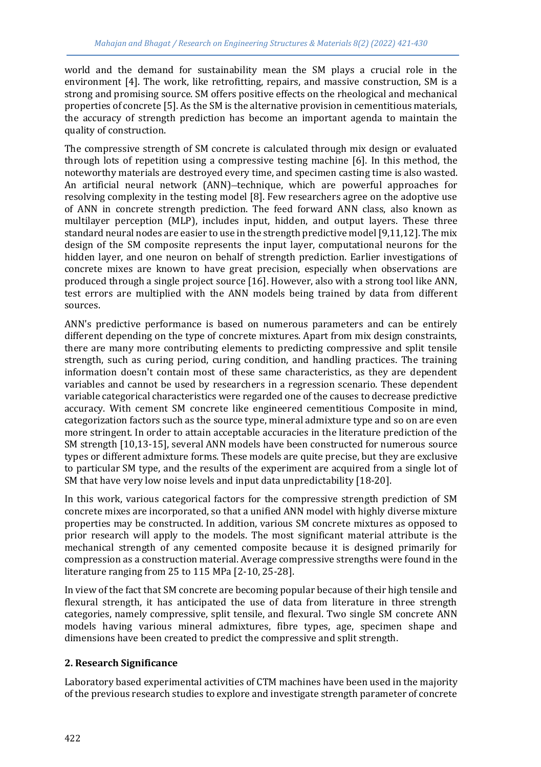world and the demand for sustainability mean the SM plays a crucial role in the environment [4]. The work, like retrofitting, repairs, and massive construction, SM is a strong and promising source. SM offers positive effects on the rheological and mechanical properties of concrete [5]. As the SM is the alternative provision in cementitious materials, the accuracy of strength prediction has become an important agenda to maintain the quality of construction.

The compressive strength of SM concrete is calculated through mix design or evaluated through lots of repetition using a compressive testing machine [6]. In this method, the noteworthy materials are destroyed every time, and specimen casting time is also wasted. An artificial neural network (ANN)–technique, which are powerful approaches for resolving complexity in the testing model [8]. Few researchers agree on the adoptive use of ANN in concrete strength prediction. The feed forward ANN class, also known as multilayer perception (MLP), includes input, hidden, and output layers. These three standard neural nodes are easier to use in the strength predictive model [9,11,12]. The mix design of the SM composite represents the input layer, computational neurons for the hidden layer, and one neuron on behalf of strength prediction. Earlier investigations of concrete mixes are known to have great precision, especially when observations are produced through a single project source [16]. However, also with a strong tool like ANN, test errors are multiplied with the ANN models being trained by data from different sources.

ANN's predictive performance is based on numerous parameters and can be entirely different depending on the type of concrete mixtures. Apart from mix design constraints, there are many more contributing elements to predicting compressive and split tensile strength, such as curing period, curing condition, and handling practices. The training information doesn't contain most of these same characteristics, as they are dependent variables and cannot be used by researchers in a regression scenario. These dependent variable categorical characteristics were regarded one of the causes to decrease predictive accuracy. With cement SM concrete like engineered cementitious Composite in mind, categorization factors such as the source type, mineral admixture type and so on are even more stringent. In order to attain acceptable accuracies in the literature prediction of the SM strength [10,13-15], several ANN models have been constructed for numerous source types or different admixture forms. These models are quite precise, but they are exclusive to particular SM type, and the results of the experiment are acquired from a single lot of SM that have very low noise levels and input data unpredictability [18-20].

In this work, various categorical factors for the compressive strength prediction of SM concrete mixes are incorporated, so that a unified ANN model with highly diverse mixture properties may be constructed. In addition, various SM concrete mixtures as opposed to prior research will apply to the models. The most significant material attribute is the mechanical strength of any cemented composite because it is designed primarily for compression as a construction material. Average compressive strengths were found in the literature ranging from 25 to 115 MPa [2-10, 25-28].

In view of the fact that SM concrete are becoming popular because of their high tensile and flexural strength, it has anticipated the use of data from literature in three strength categories, namely compressive, split tensile, and flexural. Two single SM concrete ANN models having various mineral admixtures, fibre types, age, specimen shape and dimensions have been created to predict the compressive and split strength.

## 2. Research Significance

Laboratory based experimental activities of CTM machines have been used in the majority of the previous research studies to explore and investigate strength parameter of concrete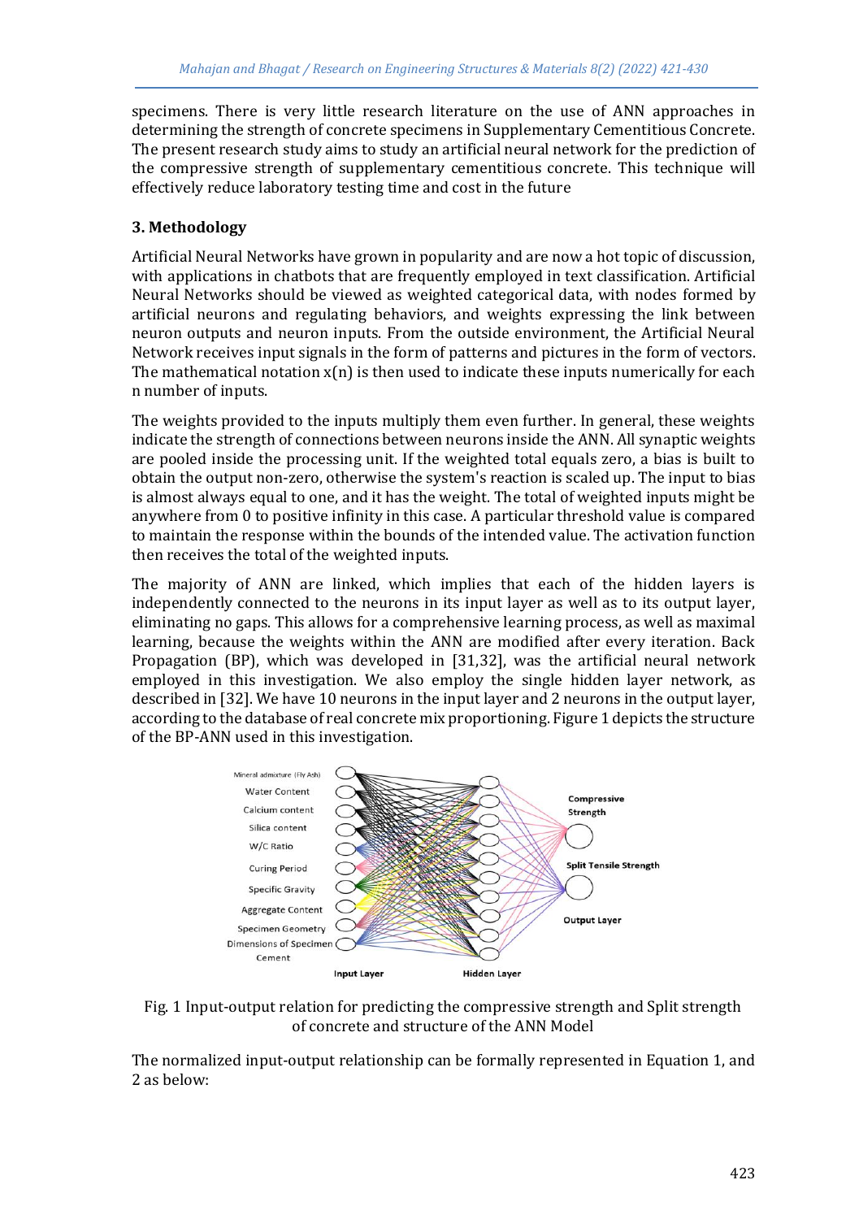specimens. There is very little research literature on the use of ANN approaches in determining the strength of concrete specimens in Supplementary Cementitious Concrete. The present research study aims to study an artificial neural network for the prediction of the compressive strength of supplementary cementitious concrete. This technique will effectively reduce laboratory testing time and cost in the future

### 3. Methodology

Artificial Neural Networks have grown in popularity and are now a hot topic of discussion, with applications in chatbots that are frequently employed in text classification. Artificial Neural Networks should be viewed as weighted categorical data, with nodes formed by artificial neurons and regulating behaviors, and weights expressing the link between neuron outputs and neuron inputs. From the outside environment, the Artificial Neural Network receives input signals in the form of patterns and pictures in the form of vectors. The mathematical notation x(n) is then used to indicate these inputs numerically for each n number of inputs.

The weights provided to the inputs multiply them even further. In general, these weights indicate the strength of connections between neurons inside the ANN. All synaptic weights are pooled inside the processing unit. If the weighted total equals zero, a bias is built to obtain the output non-zero, otherwise the system's reaction is scaled up. The input to bias is almost always equal to one, and it has the weight. The total of weighted inputs might be anywhere from 0 to positive infinity in this case. A particular threshold value is compared to maintain the response within the bounds of the intended value. The activation function then receives the total of the weighted inputs.

The majority of ANN are linked, which implies that each of the hidden layers is independently connected to the neurons in its input layer as well as to its output layer, eliminating no gaps. This allows for a comprehensive learning process, as well as maximal learning, because the weights within the ANN are modified after every iteration. Back Propagation (BP), which was developed in [31,32], was the artificial neural network employed in this investigation. We also employ the single hidden layer network, as described in [32]. We have 10 neurons in the input layer and 2 neurons in the output layer, according to the database of real concrete mix proportioning. Figure 1 depicts the structure of the BP-ANN used in this investigation.

Fig. 1 Input-output relation for predicting the compressive strength and Split strength of concrete and structure of the ANN Model

The normalized input-output relationship can be formally represented in Equation 1, and 2 as below: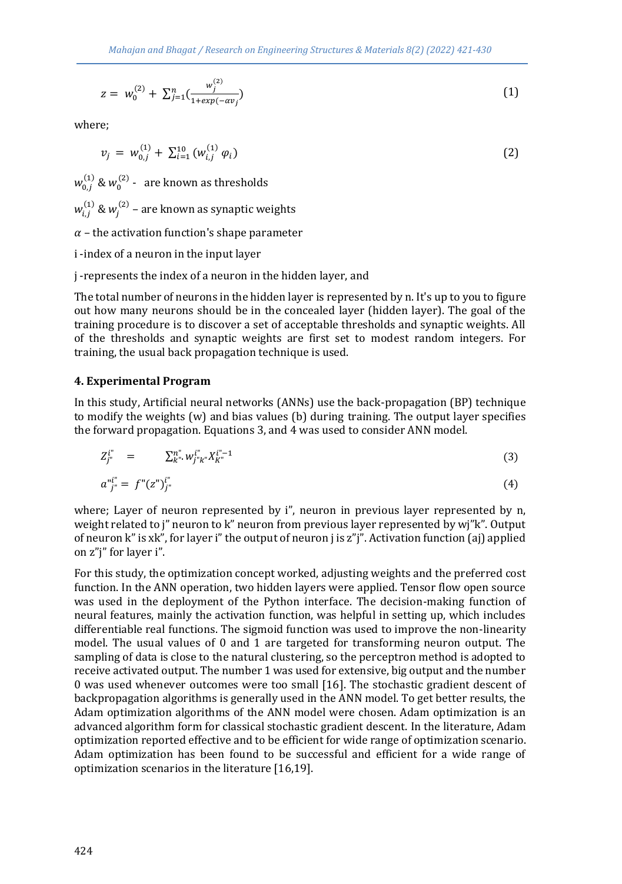$$z = w_0^{(2)} + \sum_{j=1}^{n} \left(\frac{w_j^{(2)}}{1+exp(-\alpha v_j)}\right) \tag{1}$$

where;

$$v_j = w_{0,j}^{(1)} + \sum_{i=1}^{10} (w_{i,j}^{(1)}\ \varphi_i) \tag{2}$$

$w_{0,j}^{(1)}$ & $w_0^{(2)}$ - are known as thresholds

$w_{i,j}^{(1)}$ & $w_j^{(2)}$ – are known as synaptic weights

$\alpha$ – the activation function's shape parameter

i -index of a neuron in the input layer

j -represents the index of a neuron in the hidden layer, and

The total number of neurons in the hidden layer is represented by n. It's up to you to figure out how many neurons should be in the concealed layer (hidden layer). The goal of the training procedure is to discover a set of acceptable thresholds and synaptic weights. All of the thresholds and synaptic weights are first set to modest random integers. For training, the usual back propagation technique is used.

## 4. Experimental Program

In this study, Artificial neural networks (ANNs) use the back-propagation (BP) technique to modify the weights (w) and bias values (b) during training. The output layer specifies the forward propagation. Equations 3, and 4 was used to consider ANN model.

$$Z_{j''}^{i''} = \sum_{k''}^{n''} w_{j''k''}^{i''} X_{K''}^{i''-1} \tag{3}$$

$$a''^{i''}_{j''} = f''(z'')_{j''}^{i''} \tag{4}$$

where; Layer of neuron represented by i”, neuron in previous layer represented by n, weight related to j” neuron to k” neuron from previous layer represented by wj”k”. Output of neuron k” is xk”, for layer i” the output of neuron j is z”j”. Activation function (aj) applied on z”j” for layer i”.

For this study, the optimization concept worked, adjusting weights and the preferred cost function. In the ANN operation, two hidden layers were applied. Tensor flow open source was used in the deployment of the Python interface. The decision-making function of neural features, mainly the activation function, was helpful in setting up, which includes differentiable real functions. The sigmoid function was used to improve the non-linearity model. The usual values of 0 and 1 are targeted for transforming neuron output. The sampling of data is close to the natural clustering, so the perceptron method is adopted to receive activated output. The number 1 was used for extensive, big output and the number 0 was used whenever outcomes were too small [16]. The stochastic gradient descent of backpropagation algorithms is generally used in the ANN model. To get better results, the Adam optimization algorithms of the ANN model were chosen. Adam optimization is an advanced algorithm form for classical stochastic gradient descent. In the literature, Adam optimization reported effective and to be efficient for wide range of optimization scenario. Adam optimization has been found to be successful and efficient for a wide range of optimization scenarios in the literature [16,19].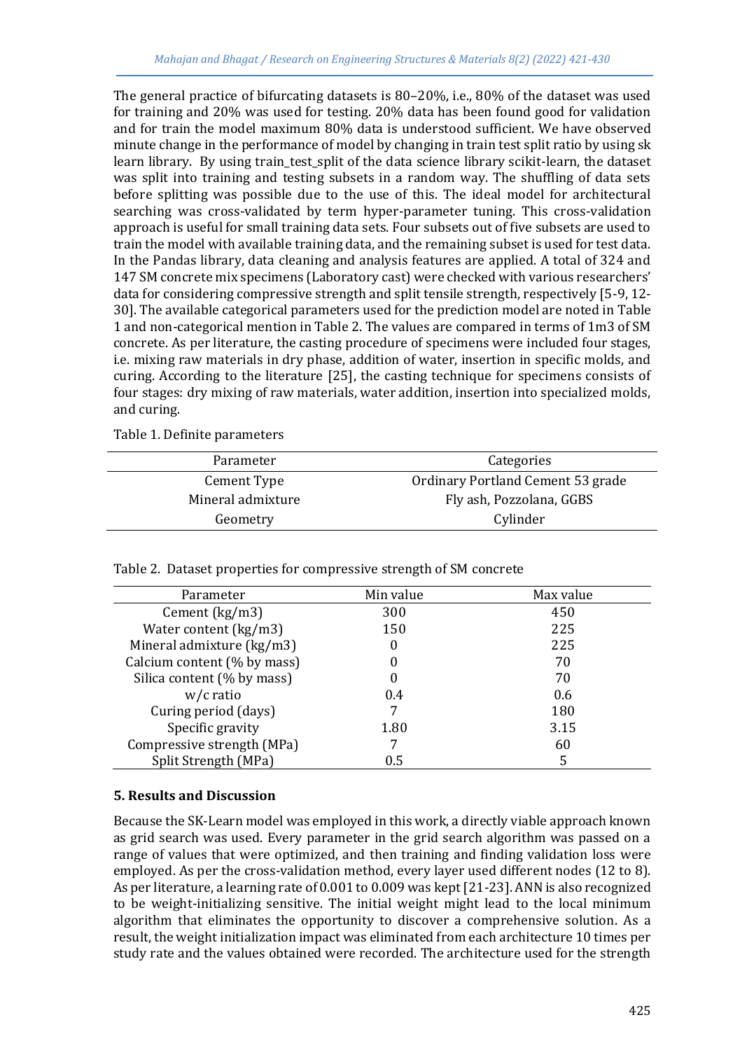The general practice of bifurcating datasets is 80–20%, i.e., 80% of the dataset was used for training and 20% was used for testing. 20% data has been found good for validation and for train the model maximum 80% data is understood sufficient. We have observed minute change in the performance of model by changing in train test split ratio by using sk learn library. By using train_test_split of the data science library scikit-learn, the dataset was split into training and testing subsets in a random way. The shuffling of data sets before splitting was possible due to the use of this. The ideal model for architectural searching was cross-validated by term hyper-parameter tuning. This cross-validation approach is useful for small training data sets. Four subsets out of five subsets are used to train the model with available training data, and the remaining subset is used for test data. In the Pandas library, data cleaning and analysis features are applied. A total of 324 and 147 SM concrete mix specimens (Laboratory cast) were checked with various researchers' data for considering compressive strength and split tensile strength, respectively [5-9, 12-30]. The available categorical parameters used for the prediction model are noted in Table 1 and non-categorical mention in Table 2. The values are compared in terms of 1m3 of SM concrete. As per literature, the casting procedure of specimens were included four stages, i.e. mixing raw materials in dry phase, addition of water, insertion in specific molds, and curing. According to the literature [25], the casting technique for specimens consists of four stages: dry mixing of raw materials, water addition, insertion into specialized molds, and curing.

Table 1. Definite parameters

| Parameter | Categories |
|---|---|
| Cement Type | Ordinary Portland Cement 53 grade |
| Mineral admixture | Fly ash, Pozzolana, GGBS |
| Geometry | Cylinder |

Table 2. Dataset properties for compressive strength of SM concrete

| Parameter | Min value | Max value |
|---|---|---|
| Cement (kg/m3) | 300 | 450 |
| Water content (kg/m3) | 150 | 225 |
| Mineral admixture (kg/m3) | 0 | 225 |
| Calcium content (% by mass) | 0 | 70 |
| Silica content (% by mass) | 0 | 70 |
| w/c ratio | 0.4 | 0.6 |
| Curing period (days) | 7 | 180 |
| Specific gravity | 1.80 | 3.15 |
| Compressive strength (MPa) | 7 | 60 |
| Split Strength (MPa) | 0.5 | 5 |

## 5. Results and Discussion

Because the SK-Learn model was employed in this work, a directly viable approach known as grid search was used. Every parameter in the grid search algorithm was passed on a range of values that were optimized, and then training and finding validation loss were employed. As per the cross-validation method, every layer used different nodes (12 to 8). As per literature, a learning rate of 0.001 to 0.009 was kept [21-23]. ANN is also recognized to be weight-initializing sensitive. The initial weight might lead to the local minimum algorithm that eliminates the opportunity to discover a comprehensive solution. As a result, the weight initialization impact was eliminated from each architecture 10 times per study rate and the values obtained were recorded. The architecture used for the strength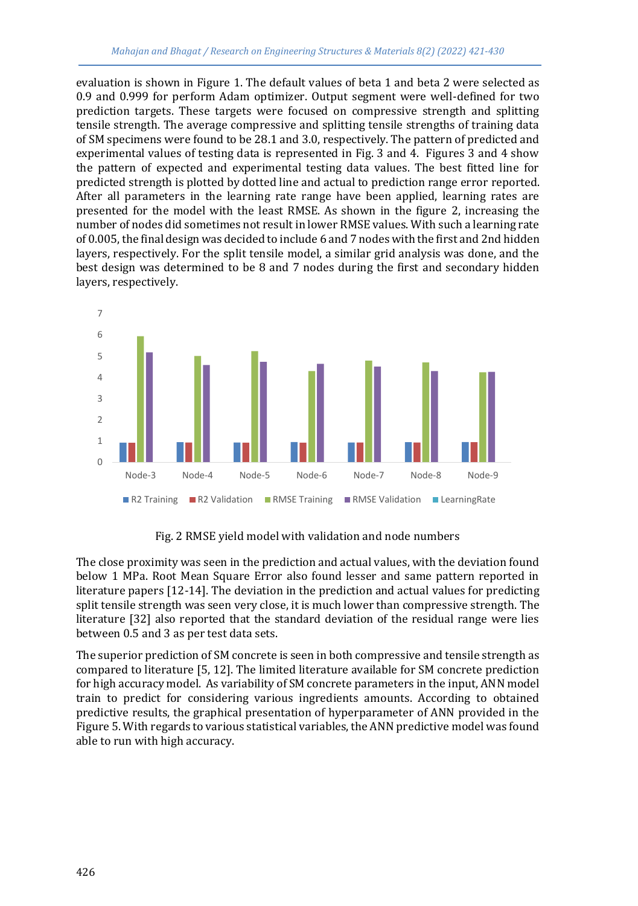evaluation is shown in Figure 1. The default values of beta 1 and beta 2 were selected as 0.9 and 0.999 for perform Adam optimizer. Output segment were well-defined for two prediction targets. These targets were focused on compressive strength and splitting tensile strength. The average compressive and splitting tensile strengths of training data of SM specimens were found to be 28.1 and 3.0, respectively. The pattern of predicted and experimental values of testing data is represented in Fig. 3 and 4. Figures 3 and 4 show the pattern of expected and experimental testing data values. The best fitted line for predicted strength is plotted by dotted line and actual to prediction range error reported. After all parameters in the learning rate range have been applied, learning rates are presented for the model with the least RMSE. As shown in the figure 2, increasing the number of nodes did sometimes not result in lower RMSE values. With such a learning rate of 0.005, the final design was decided to include 6 and 7 nodes with the first and 2nd hidden layers, respectively. For the split tensile model, a similar grid analysis was done, and the best design was determined to be 8 and 7 nodes during the first and secondary hidden layers, respectively.

Fig. 2 RMSE yield model with validation and node numbers

The close proximity was seen in the prediction and actual values, with the deviation found below 1 MPa. Root Mean Square Error also found lesser and same pattern reported in literature papers [12-14]. The deviation in the prediction and actual values for predicting split tensile strength was seen very close, it is much lower than compressive strength. The literature [32] also reported that the standard deviation of the residual range were lies between 0.5 and 3 as per test data sets.

The superior prediction of SM concrete is seen in both compressive and tensile strength as compared to literature [5, 12]. The limited literature available for SM concrete prediction for high accuracy model. As variability of SM concrete parameters in the input, ANN model train to predict for considering various ingredients amounts. According to obtained predictive results, the graphical presentation of hyperparameter of ANN provided in the Figure 5. With regards to various statistical variables, the ANN predictive model was found able to run with high accuracy.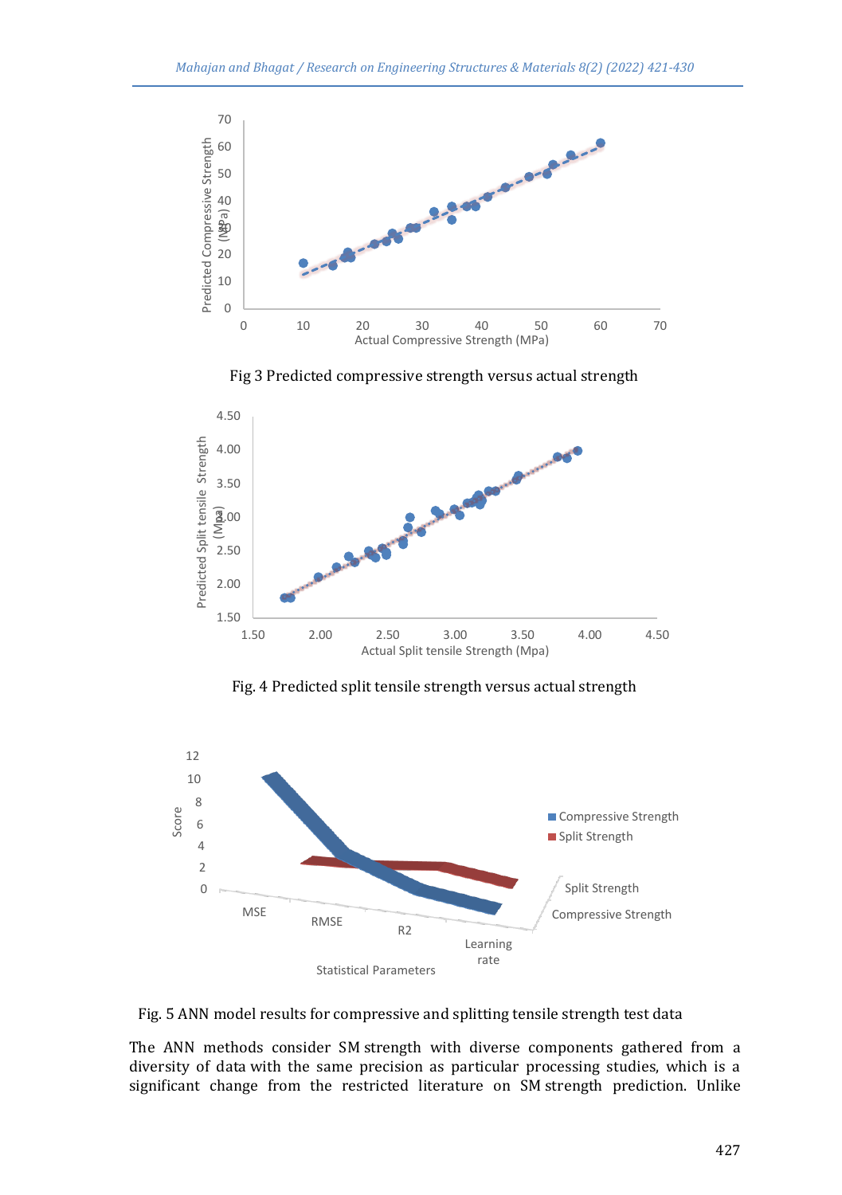Fig 3 Predicted compressive strength versus actual strength

Fig. 4 Predicted split tensile strength versus actual strength

Fig. 5 ANN model results for compressive and splitting tensile strength test data

The ANN methods consider SM strength with diverse components gathered from a diversity of data with the same precision as particular processing studies, which is a significant change from the restricted literature on SM strength prediction. Unlike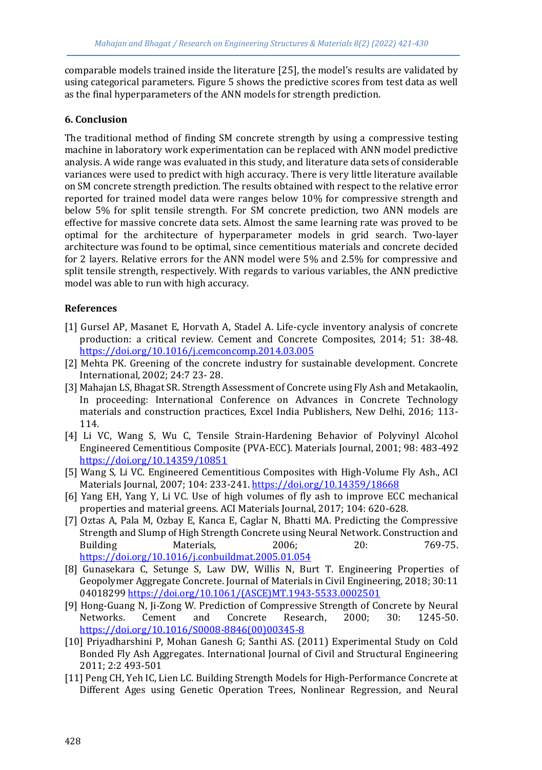comparable models trained inside the literature [25], the model's results are validated by using categorical parameters. Figure 5 shows the predictive scores from test data as well as the final hyperparameters of the ANN models for strength prediction.

## 6. Conclusion

The traditional method of finding SM concrete strength by using a compressive testing machine in laboratory work experimentation can be replaced with ANN model predictive analysis. A wide range was evaluated in this study, and literature data sets of considerable variances were used to predict with high accuracy. There is very little literature available on SM concrete strength prediction. The results obtained with respect to the relative error reported for trained model data were ranges below 10% for compressive strength and below 5% for split tensile strength. For SM concrete prediction, two ANN models are effective for massive concrete data sets. Almost the same learning rate was proved to be optimal for the architecture of hyperparameter models in grid search. Two-layer architecture was found to be optimal, since cementitious materials and concrete decided for 2 layers. Relative errors for the ANN model were 5% and 2.5% for compressive and split tensile strength, respectively. With regards to various variables, the ANN predictive model was able to run with high accuracy.

## References

[1] Gursel AP, Masanet E, Horvath A, Stadel A. Life-cycle inventory analysis of concrete production: a critical review. Cement and Concrete Composites, 2014; 51: 38-48. https://doi.org/10.1016/j.cemconcomp.2014.03.005

[2] Mehta PK. Greening of the concrete industry for sustainable development. Concrete International, 2002; 24:7 23- 28.

[3] Mahajan LS, Bhagat SR. Strength Assessment of Concrete using Fly Ash and Metakaolin, In proceeding: International Conference on Advances in Concrete Technology materials and construction practices, Excel India Publishers, New Delhi, 2016; 113-114.

[4] Li VC, Wang S, Wu C, Tensile Strain-Hardening Behavior of Polyvinyl Alcohol Engineered Cementitious Composite (PVA-ECC). Materials Journal, 2001; 98: 483-492 https://doi.org/10.14359/10851

[5] Wang S, Li VC. Engineered Cementitious Composites with High-Volume Fly Ash., ACI Materials Journal, 2007; 104: 233-241. https://doi.org/10.14359/18668

[6] Yang EH, Yang Y, Li VC. Use of high volumes of fly ash to improve ECC mechanical properties and material greens. ACI Materials Journal, 2017; 104: 620-628.

[7] Oztas A, Pala M, Ozbay E, Kanca E, Caglar N, Bhatti MA. Predicting the Compressive Strength and Slump of High Strength Concrete using Neural Network. Construction and Building Materials, 2006; 20: 769-75. https://doi.org/10.1016/j.conbuildmat.2005.01.054

[8] Gunasekara C, Setunge S, Law DW, Willis N, Burt T. Engineering Properties of Geopolymer Aggregate Concrete. Journal of Materials in Civil Engineering, 2018; 30:11 04018299 https://doi.org/10.1061/(ASCE)MT.1943-5533.0002501

[9] Hong-Guang N, Ji-Zong W. Prediction of Compressive Strength of Concrete by Neural Networks. Cement and Concrete Research, 2000; 30: 1245-50. https://doi.org/10.1016/S0008-8846(00)00345-8

[10] Priyadharshini P, Mohan Ganesh G; Santhi AS. (2011) Experimental Study on Cold Bonded Fly Ash Aggregates. International Journal of Civil and Structural Engineering 2011; 2:2 493-501

[11] Peng CH, Yeh IC, Lien LC. Building Strength Models for High-Performance Concrete at Different Ages using Genetic Operation Trees, Nonlinear Regression, and Neural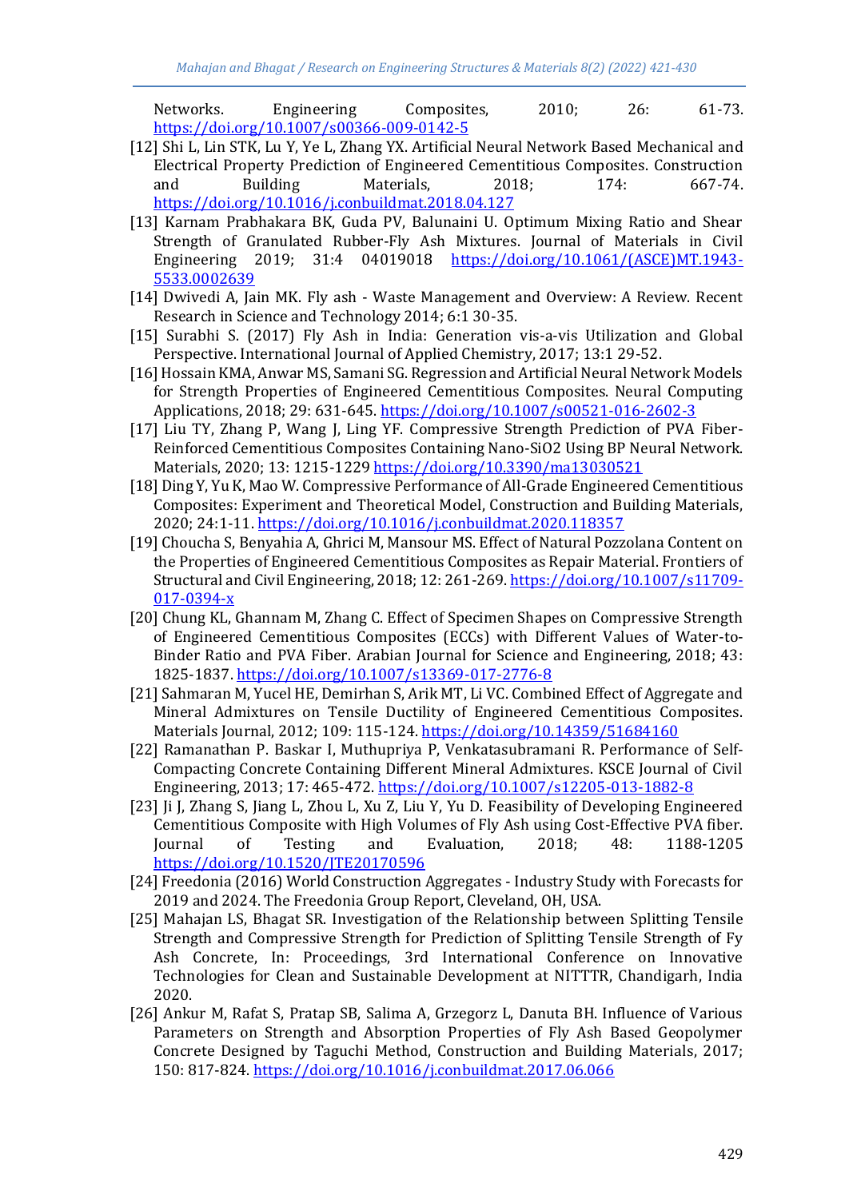Networks. Engineering Composites, 2010; 26: 61-73. https://doi.org/10.1007/s00366-009-0142-5

[12] Shi L, Lin STK, Lu Y, Ye L, Zhang YX. Artificial Neural Network Based Mechanical and Electrical Property Prediction of Engineered Cementitious Composites. Construction and Building Materials, 2018; 174: 667-74. https://doi.org/10.1016/j.conbuildmat.2018.04.127

[13] Karnam Prabhakara BK, Guda PV, Balunaini U. Optimum Mixing Ratio and Shear Strength of Granulated Rubber-Fly Ash Mixtures. Journal of Materials in Civil Engineering 2019; 31:4 04019018 https://doi.org/10.1061/(ASCE)MT.1943-5533.0002639

[14] Dwivedi A, Jain MK. Fly ash - Waste Management and Overview: A Review. Recent Research in Science and Technology 2014; 6:1 30-35.

[15] Surabhi S. (2017) Fly Ash in India: Generation vis-a-vis Utilization and Global Perspective. International Journal of Applied Chemistry, 2017; 13:1 29-52.

[16] Hossain KMA, Anwar MS, Samani SG. Regression and Artificial Neural Network Models for Strength Properties of Engineered Cementitious Composites. Neural Computing Applications, 2018; 29: 631-645. https://doi.org/10.1007/s00521-016-2602-3

[17] Liu TY, Zhang P, Wang J, Ling YF. Compressive Strength Prediction of PVA Fiber-Reinforced Cementitious Composites Containing Nano-SiO2 Using BP Neural Network. Materials, 2020; 13: 1215-1229 https://doi.org/10.3390/ma13030521

[18] Ding Y, Yu K, Mao W. Compressive Performance of All-Grade Engineered Cementitious Composites: Experiment and Theoretical Model, Construction and Building Materials, 2020; 24:1-11. https://doi.org/10.1016/j.conbuildmat.2020.118357

[19] Choucha S, Benyahia A, Ghrici M, Mansour MS. Effect of Natural Pozzolana Content on the Properties of Engineered Cementitious Composites as Repair Material. Frontiers of Structural and Civil Engineering, 2018; 12: 261-269. https://doi.org/10.1007/s11709-017-0394-x

[20] Chung KL, Ghannam M, Zhang C. Effect of Specimen Shapes on Compressive Strength of Engineered Cementitious Composites (ECCs) with Different Values of Water-to-Binder Ratio and PVA Fiber. Arabian Journal for Science and Engineering, 2018; 43: 1825-1837. https://doi.org/10.1007/s13369-017-2776-8

[21] Sahmaran M, Yucel HE, Demirhan S, Arik MT, Li VC. Combined Effect of Aggregate and Mineral Admixtures on Tensile Ductility of Engineered Cementitious Composites. Materials Journal, 2012; 109: 115-124. https://doi.org/10.14359/51684160

[22] Ramanathan P. Baskar I, Muthupriya P, Venkatasubramani R. Performance of Self-Compacting Concrete Containing Different Mineral Admixtures. KSCE Journal of Civil Engineering, 2013; 17: 465-472. https://doi.org/10.1007/s12205-013-1882-8

[23] Ji J, Zhang S, Jiang L, Zhou L, Xu Z, Liu Y, Yu D. Feasibility of Developing Engineered Cementitious Composite with High Volumes of Fly Ash using Cost-Effective PVA fiber. Journal of Testing and Evaluation, 2018; 48: 1188-1205 https://doi.org/10.1520/JTE20170596

[24] Freedonia (2016) World Construction Aggregates - Industry Study with Forecasts for 2019 and 2024. The Freedonia Group Report, Cleveland, OH, USA.

[25] Mahajan LS, Bhagat SR. Investigation of the Relationship between Splitting Tensile Strength and Compressive Strength for Prediction of Splitting Tensile Strength of Fy Ash Concrete, In: Proceedings, 3rd International Conference on Innovative Technologies for Clean and Sustainable Development at NITTTR, Chandigarh, India 2020.

[26] Ankur M, Rafat S, Pratap SB, Salima A, Grzegorz L, Danuta BH. Influence of Various Parameters on Strength and Absorption Properties of Fly Ash Based Geopolymer Concrete Designed by Taguchi Method, Construction and Building Materials, 2017; 150: 817-824. https://doi.org/10.1016/j.conbuildmat.2017.06.066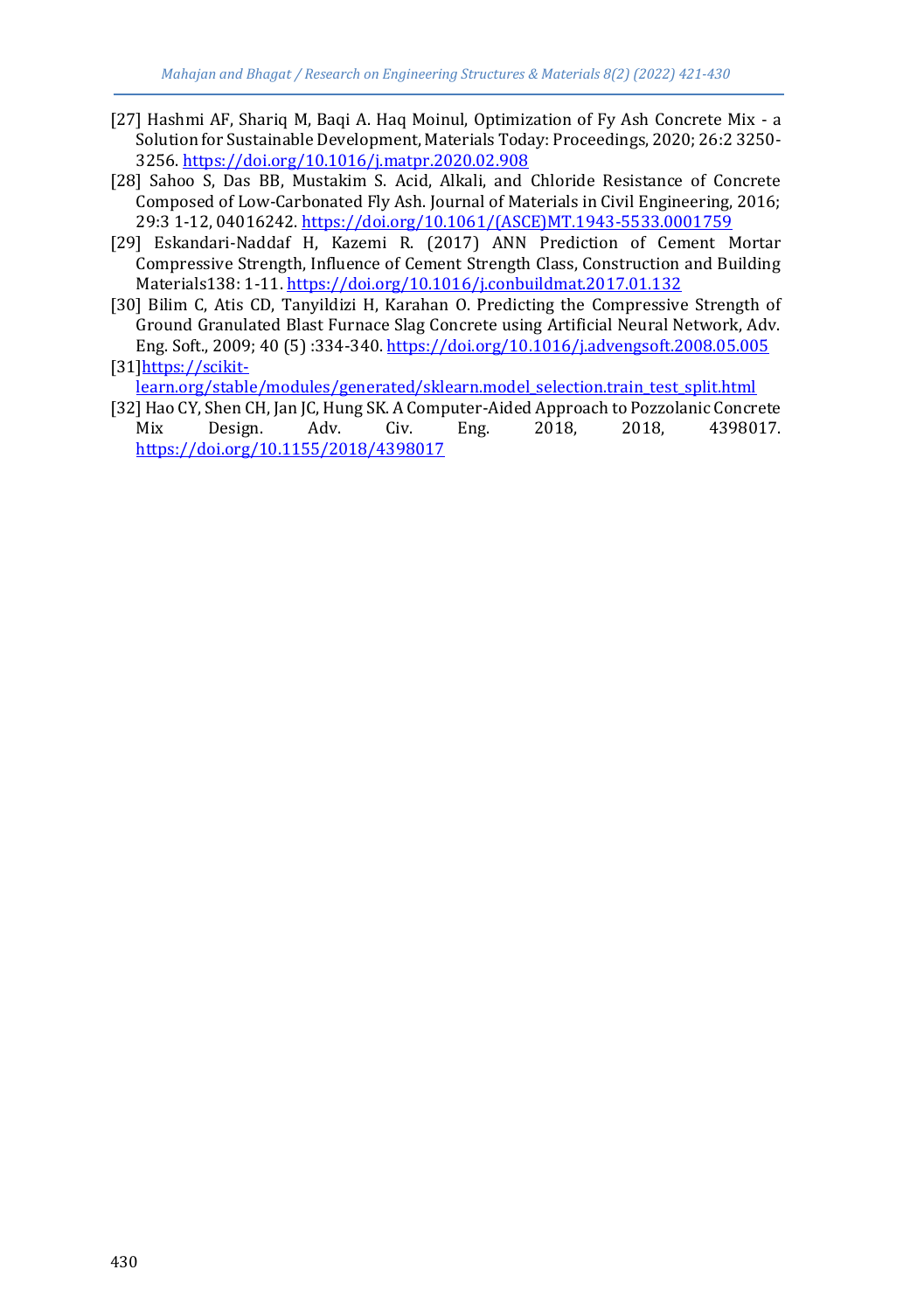[27] Hashmi AF, Shariq M, Baqi A. Haq Moinul, Optimization of Fy Ash Concrete Mix - a Solution for Sustainable Development, Materials Today: Proceedings, 2020; 26:2 3250-3256. https://doi.org/10.1016/j.matpr.2020.02.908

[28] Sahoo S, Das BB, Mustakim S. Acid, Alkali, and Chloride Resistance of Concrete Composed of Low-Carbonated Fly Ash. Journal of Materials in Civil Engineering, 2016; 29:3 1-12, 04016242. https://doi.org/10.1061/(ASCE)MT.1943-5533.0001759

[29] Eskandari-Naddaf H, Kazemi R. (2017) ANN Prediction of Cement Mortar Compressive Strength, Influence of Cement Strength Class, Construction and Building Materials138: 1-11. https://doi.org/10.1016/j.conbuildmat.2017.01.132

[30] Bilim C, Atis CD, Tanyildizi H, Karahan O. Predicting the Compressive Strength of Ground Granulated Blast Furnace Slag Concrete using Artificial Neural Network, Adv. Eng. Soft., 2009; 40 (5) :334-340. https://doi.org/10.1016/j.advengsoft.2008.05.005

[31]https://scikit-learn.org/stable/modules/generated/sklearn.model_selection.train_test_split.html

[32] Hao CY, Shen CH, Jan JC, Hung SK. A Computer-Aided Approach to Pozzolanic Concrete Mix Design. Adv. Civ. Eng. 2018, 2018, 4398017. https://doi.org/10.1155/2018/4398017